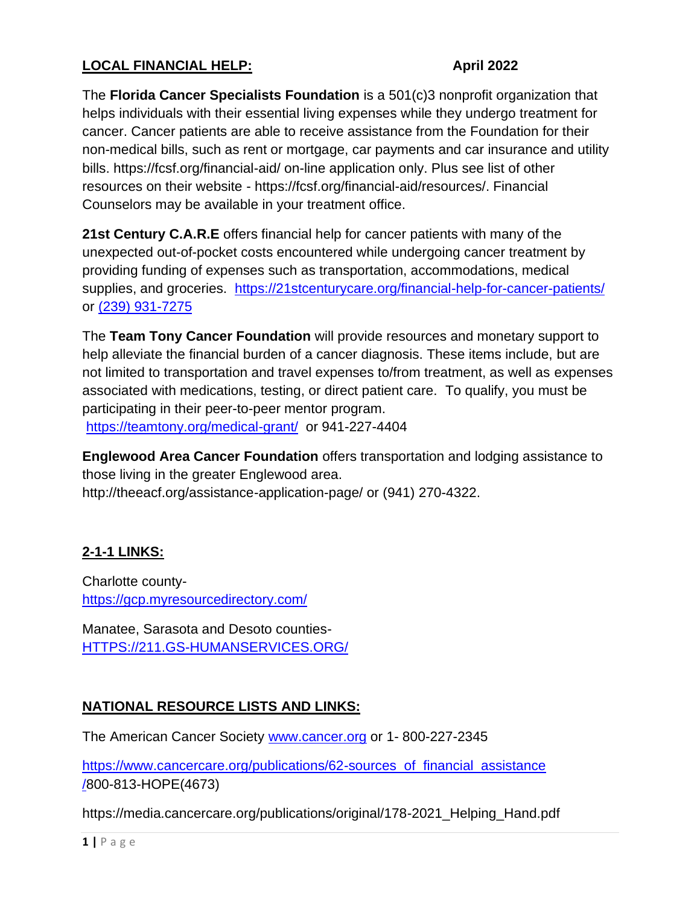## LOCAL FINANCIAL HELP: April 2022

The **Florida Cancer Specialists Foundation** is a 501(c)3 nonprofit organization that helps individuals with their essential living expenses while they undergo treatment for cancer. Cancer patients are able to receive assistance from the Foundation for their non-medical bills, such as rent or mortgage, car payments and car insurance and utility bills. https://fcsf.org/financial-aid/ on-line application only. Plus see list of other resources on their website - https://fcsf.org/financial-aid/resources/. Financial Counselors may be available in your treatment office.

**21st Century C.A.R.E** offers financial help for cancer patients with many of the unexpected out-of-pocket costs encountered while undergoing cancer treatment by providing funding of expenses such as transportation, accommodations, medical supplies, and groceries. https://21stcenturycare.org/financial-help-for-cancer-patients/ or (239) 931-7275

The **Team Tony Cancer Foundation** will provide resources and monetary support to help alleviate the financial burden of a cancer diagnosis. These items include, but are not limited to transportation and travel expenses to/from treatment, as well as expenses associated with medications, testing, or direct patient care. To qualify, you must be participating in their peer-to-peer mentor program.
https://teamtony.org/medical-grant/ or 941-227-4404

**Englewood Area Cancer Foundation** offers transportation and lodging assistance to those living in the greater Englewood area.
http://theeacf.org/assistance-application-page/ or (941) 270-4322.

## 2-1-1 LINKS:

Charlotte county-
https://gcp.myresourcedirectory.com/

Manatee, Sarasota and Desoto counties-
HTTPS://211.GS-HUMANSERVICES.ORG/

## NATIONAL RESOURCE LISTS AND LINKS:

The American Cancer Society www.cancer.org or 1- 800-227-2345

https://www.cancercare.org/publications/62-sources_of_financial_assistance/800-813-HOPE(4673)

https://media.cancercare.org/publications/original/178-2021_Helping_Hand.pdf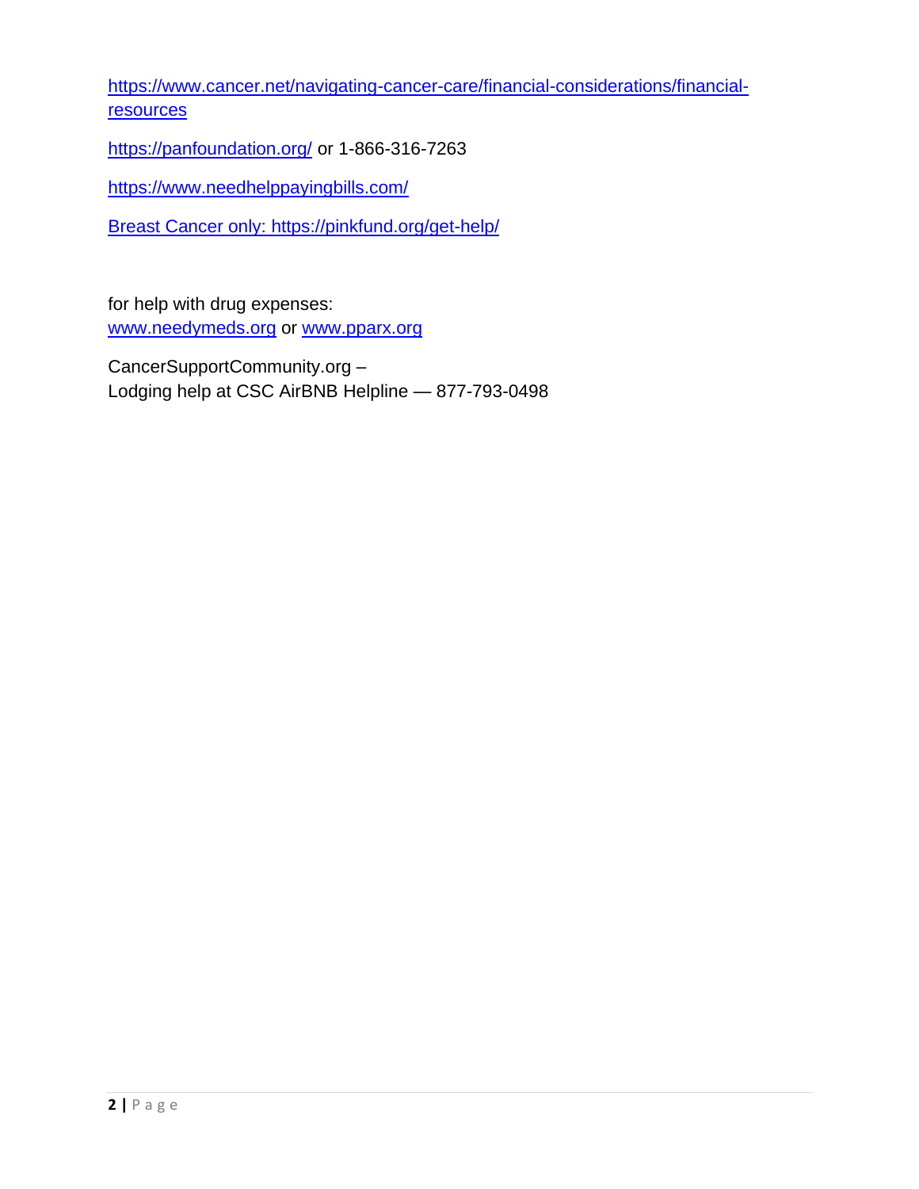https://www.cancer.net/navigating-cancer-care/financial-considerations/financial-resources

https://panfoundation.org/ or 1-866-316-7263

https://www.needhelppayingbills.com/

Breast Cancer only: https://pinkfund.org/get-help/

for help with drug expenses:
www.needymeds.org or www.pparx.org

CancerSupportCommunity.org –
Lodging help at CSC AirBNB Helpline — 877-793-0498